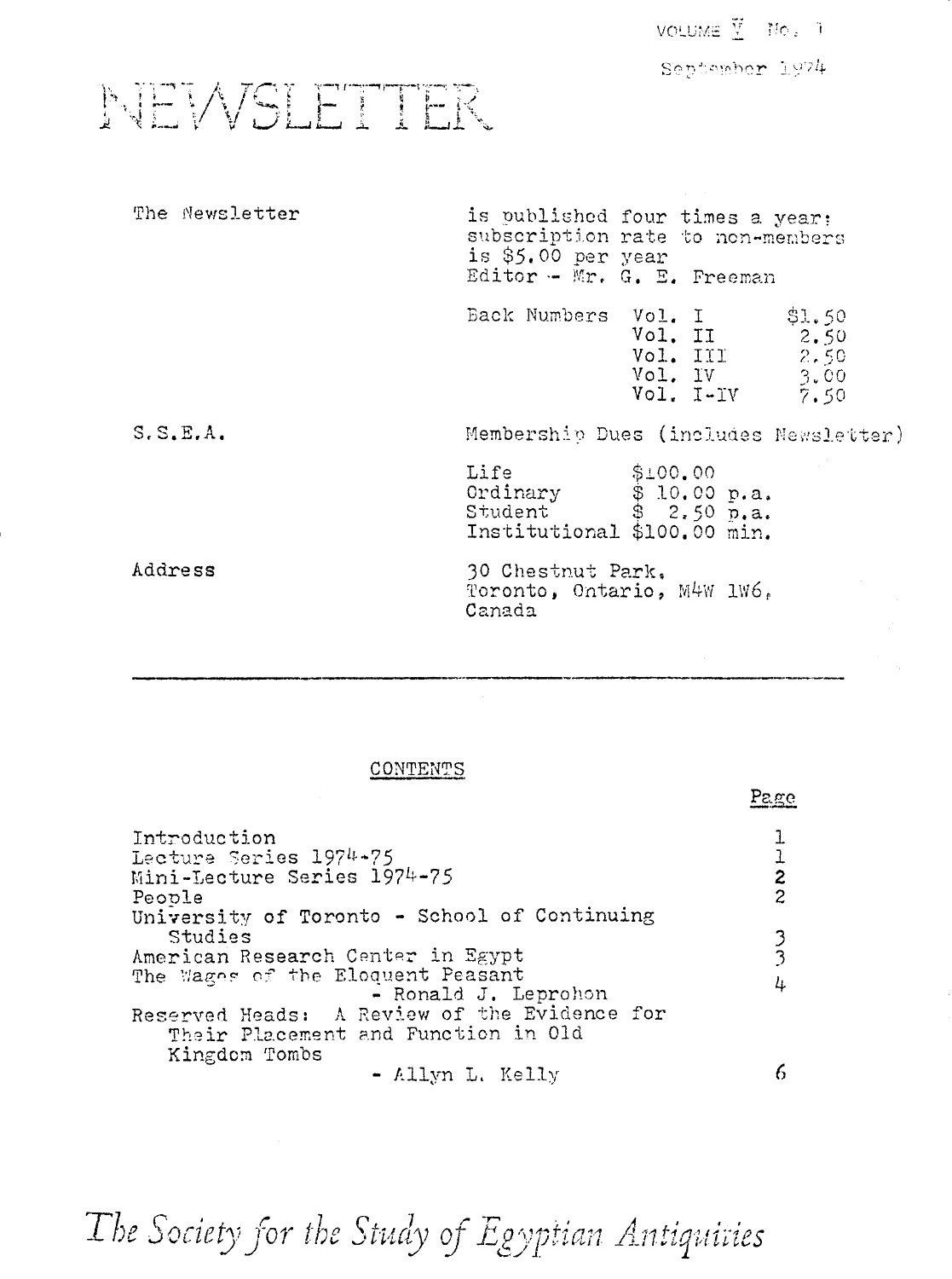VOLUME V No. 1

September 1974

# NEWSLETTER

| | |
|---|---|
| The Newsletter | is published four times a year: subscription rate to non-members is $5.00 per year<br>Editor - Mr. G. E. Freeman |
| | Back Numbers Vol. I $1.50<br>Vol. II 2.50<br>Vol. III 2.50<br>Vol. IV 3.00<br>Vol. I-IV 7.50 |
| S.S.E.A. | Membership Dues (includes Newsletter) |
| | Life $100.00<br>Ordinary $ 10.00 p.a.<br>Student $ 2.50 p.a.<br>Institutional $100.00 min. |
| Address | 30 Chestnut Park,<br>Toronto, Ontario, M4W 1W6,<br>Canada |

---

## CONTENTS

| | Page |
|---|---|
| Introduction | 1 |
| Lecture Series 1974-75 | 1 |
| Mini-Lecture Series 1974-75 | 2 |
| People | 2 |
| University of Toronto - School of Continuing Studies | 3 |
| American Research Center in Egypt | 3 |
| The Wages of the Eloquent Peasant - Ronald J. Leprohon | 4 |
| Reserved Heads: A Review of the Evidence for Their Placement and Function in Old Kingdom Tombs - Allyn L. Kelly | 6 |

*The Society for the Study of Egyptian Antiquities*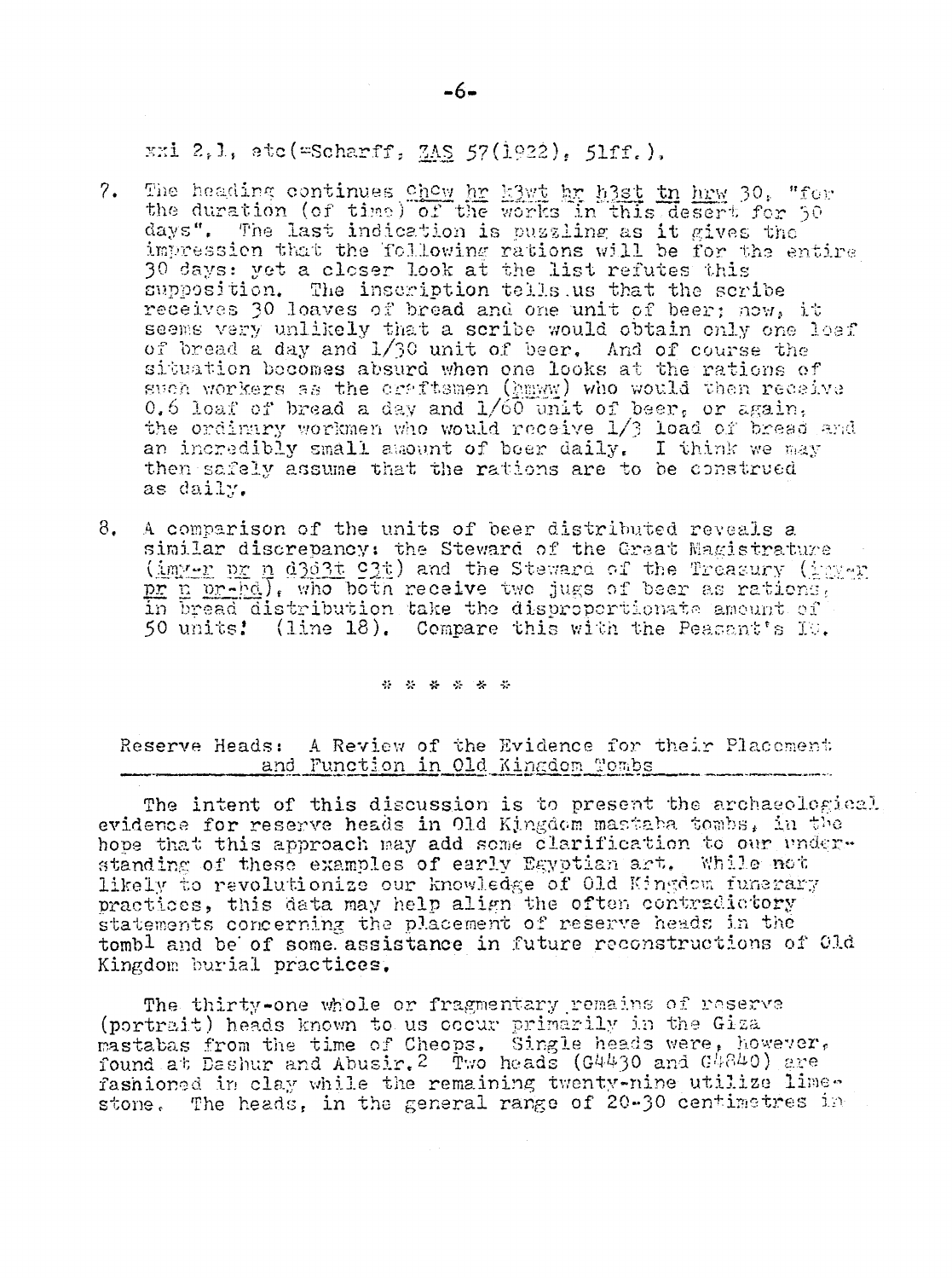xxi 2,1, etc (=Scharff, ZAS 57(1922), 51ff.).

7. The heading continues ꜥḥꜥw ḥr k3wt ḥr h3st tn hrw 30, "for the duration (of time) of the works in this desert for 30 days". The last indication is puzzling as it gives the impression that the following rations will be for the entire 30 days: yet a closer look at the list refutes this supposition. The inscription tells us that the scribe receives 30 loaves of bread and one unit of beer; now, it seems very unlikely that a scribe would obtain only one loaf of bread a day and 1/30 unit of beer. And of course the situation becomes absurd when one looks at the rations of such workers as the craftsmen (ḥmww) who would then receive 0.6 loaf of bread a day and 1/60 unit of beer, or again, the ordinary workmen who would receive 1/3 load of bread and an incredibly small amount of beer daily. I think we may then safely assume that the rations are to be construed as daily.

8. A comparison of the units of beer distributed reveals a similar discrepancy: the Steward of the Great Magistrature (imy-r pr n d3d3t ꜥ3t) and the Steward of the Treasury (imy-r pr n pr-ḥd), who both receive two jugs of beer as rations, in bread distribution take the disproportionate amount of 50 units! (line 18). Compare this with the Peasant's IO.

\* \* \* \* \* \*

## Reserve Heads: A Review of the Evidence for their Placement and Function in Old Kingdom Tombs

The intent of this discussion is to present the archaeological evidence for reserve heads in Old Kingdom mastaba tombs, in the hope that this approach may add some clarification to our understanding of these examples of early Egyptian art. While not likely to revolutionize our knowledge of Old Kingdom funerary practices, this data may help align the often contradictory statements concerning the placement of reserve heads in the tomb[1] and be of some assistance in future reconstructions of Old Kingdom burial practices.

The thirty-one whole or fragmentary remains of reserve (portrait) heads known to us occur primarily in the Giza mastabas from the time of Cheops. Single heads were, however, found at Dashur and Abusir.[2] Two heads (G4430 and G4840) are fashioned in clay while the remaining twenty-nine utilize limestone. The heads, in the general range of 20-30 centimetres in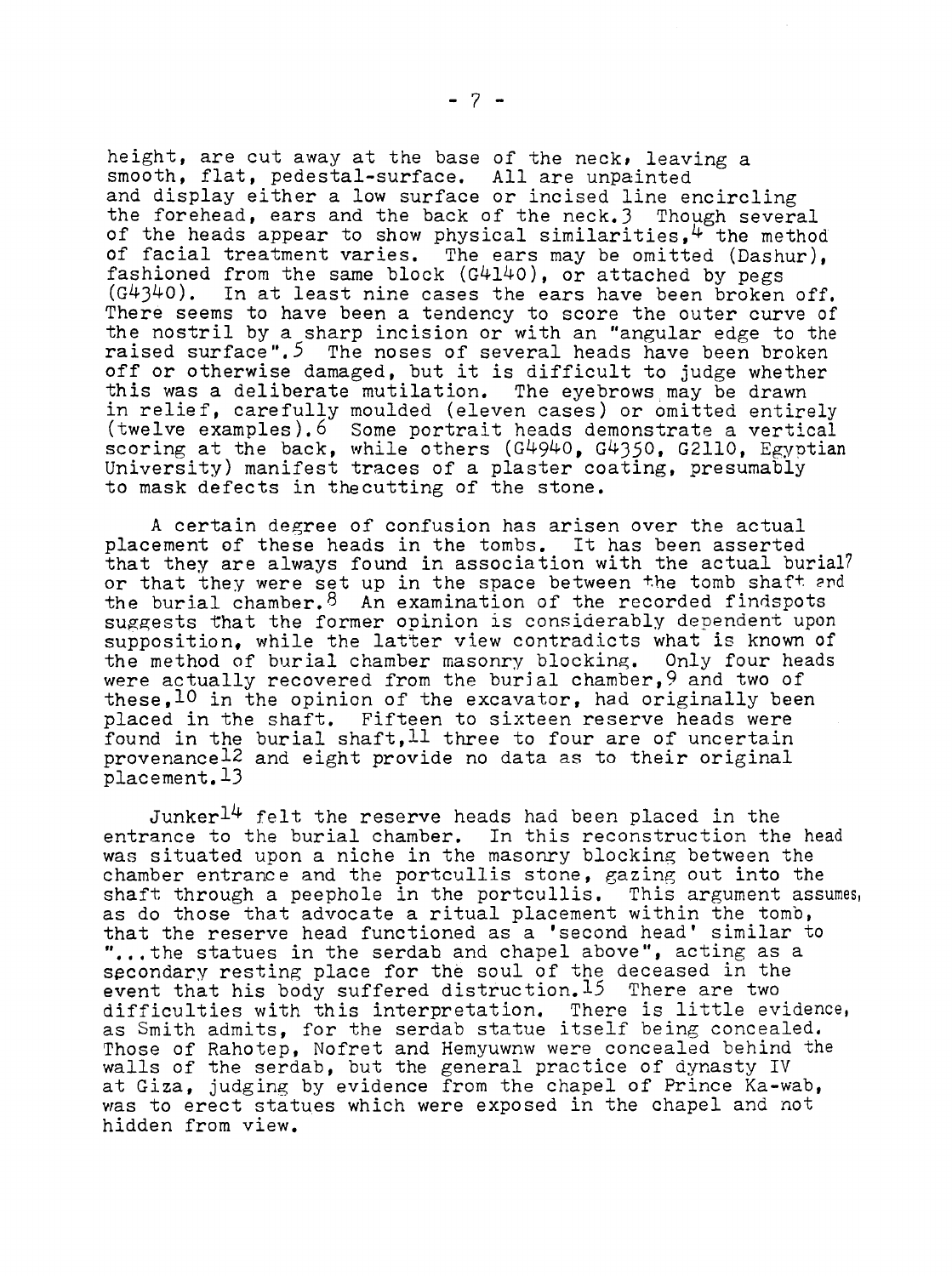height, are cut away at the base of the neck, leaving a smooth, flat, pedestal-surface. All are unpainted and display either a low surface or incised line encircling the forehead, ears and the back of the neck.[3] Though several of the heads appear to show physical similarities,[4] the method of facial treatment varies. The ears may be omitted (Dashur), fashioned from the same block (G4140), or attached by pegs (G4340). In at least nine cases the ears have been broken off. There seems to have been a tendency to score the outer curve of the nostril by a sharp incision or with an "angular edge to the raised surface".[5] The noses of several heads have been broken off or otherwise damaged, but it is difficult to judge whether this was a deliberate mutilation. The eyebrows may be drawn in relief, carefully moulded (eleven cases) or omitted entirely (twelve examples).[6] Some portrait heads demonstrate a vertical scoring at the back, while others (G4940, G4350, G2110, Egyptian University) manifest traces of a plaster coating, presumably to mask defects in thecutting of the stone.

A certain degree of confusion has arisen over the actual placement of these heads in the tombs. It has been asserted that they are always found in association with the actual burial[7] or that they were set up in the space between the tomb shaft and the burial chamber.[8] An examination of the recorded findspots suggests that the former opinion is considerably dependent upon supposition, while the latter view contradicts what is known of the method of burial chamber masonry blocking. Only four heads were actually recovered from the burial chamber,[9] and two of these,[10] in the opinion of the excavator, had originally been placed in the shaft. Fifteen to sixteen reserve heads were found in the burial shaft,[11] three to four are of uncertain provenance[12] and eight provide no data as to their original placement.[13]

Junker[14] felt the reserve heads had been placed in the entrance to the burial chamber. In this reconstruction the head was situated upon a niche in the masonry blocking between the chamber entrance and the portcullis stone, gazing out into the shaft through a peephole in the portcullis. This argument assumes, as do those that advocate a ritual placement within the tomb, that the reserve head functioned as a 'second head' similar to "...the statues in the serdab and chapel above", acting as a secondary resting place for the soul of the deceased in the event that his body suffered distruction.[15] There are two difficulties with this interpretation. There is little evidence, as Smith admits, for the serdab statue itself being concealed. Those of Rahotep, Nofret and Hemyuwnw were concealed behind the walls of the serdab, but the general practice of dynasty IV at Giza, judging by evidence from the chapel of Prince Ka-wab, was to erect statues which were exposed in the chapel and not hidden from view.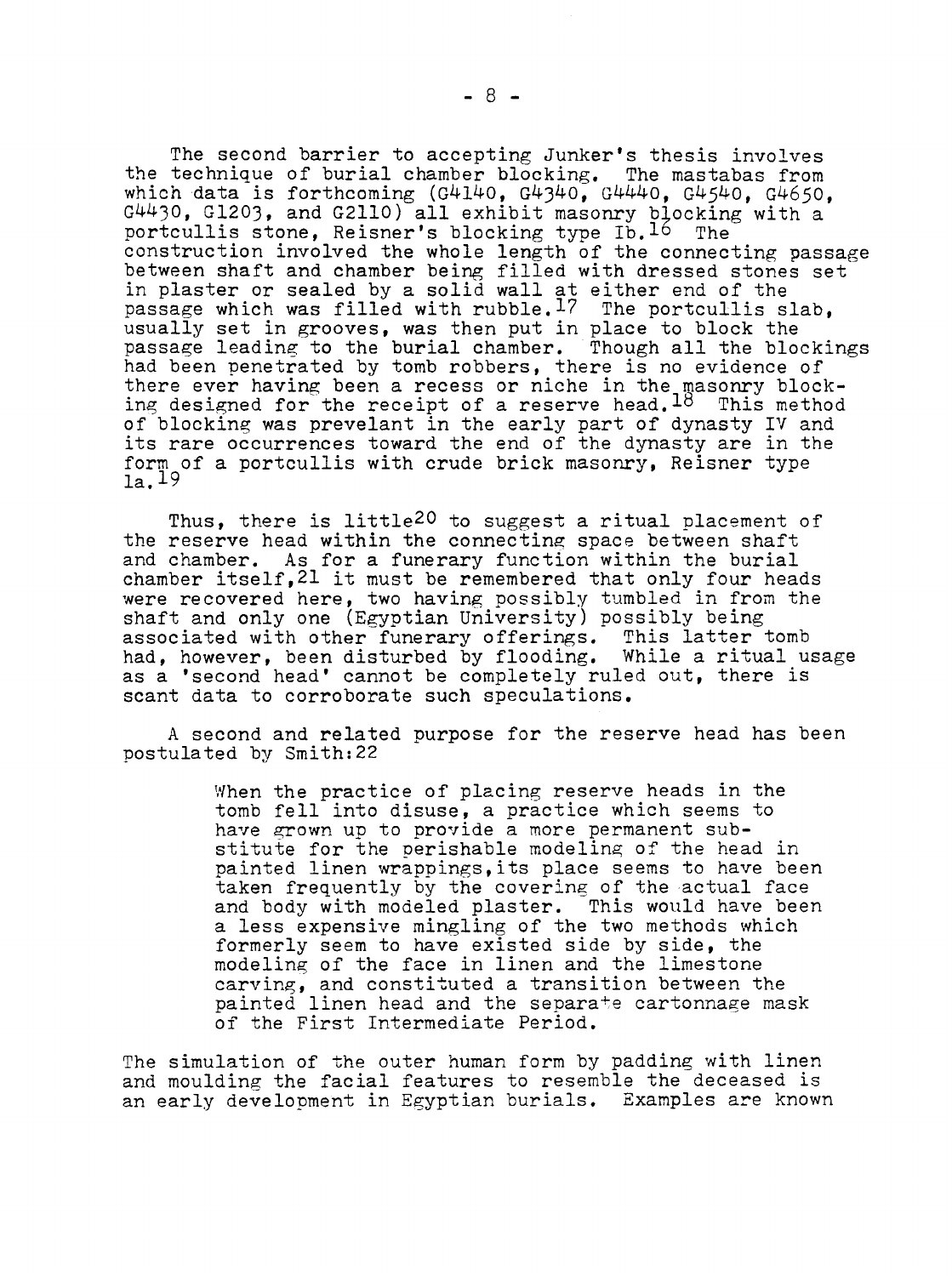The second barrier to accepting Junker's thesis involves the technique of burial chamber blocking. The mastabas from which data is forthcoming (G4140, G4340, G4440, G4540, G4650, G4430, G1203, and G2110) all exhibit masonry blocking with a portcullis stone, Reisner's blocking type Ib.[16] The construction involved the whole length of the connecting passage between shaft and chamber being filled with dressed stones set in plaster or sealed by a solid wall at either end of the passage which was filled with rubble.[17] The portcullis slab, usually set in grooves, was then put in place to block the passage leading to the burial chamber. Though all the blockings had been penetrated by tomb robbers, there is no evidence of there ever having been a recess or niche in the masonry blocking designed for the receipt of a reserve head.[18] This method of blocking was prevelant in the early part of dynasty IV and its rare occurrences toward the end of the dynasty are in the form of a portcullis with crude brick masonry, Reisner type Ia.[19]

Thus, there is little[20] to suggest a ritual placement of the reserve head within the connecting space between shaft and chamber. As for a funerary function within the burial chamber itself,[21] it must be remembered that only four heads were recovered here, two having possibly tumbled in from the shaft and only one (Egyptian University) possibly being associated with other funerary offerings. This latter tomb had, however, been disturbed by flooding. While a ritual usage as a 'second head' cannot be completely ruled out, there is scant data to corroborate such speculations.

A second and related purpose for the reserve head has been postulated by Smith:[22]

> When the practice of placing reserve heads in the tomb fell into disuse, a practice which seems to have grown up to provide a more permanent substitute for the perishable modeling of the head in painted linen wrappings,its place seems to have been taken frequently by the covering of the actual face and body with modeled plaster. This would have been a less expensive mingling of the two methods which formerly seem to have existed side by side, the modeling of the face in linen and the limestone carving, and constituted a transition between the painted linen head and the separate cartonnage mask of the First Intermediate Period.

The simulation of the outer human form by padding with linen and moulding the facial features to resemble the deceased is an early development in Egyptian burials. Examples are known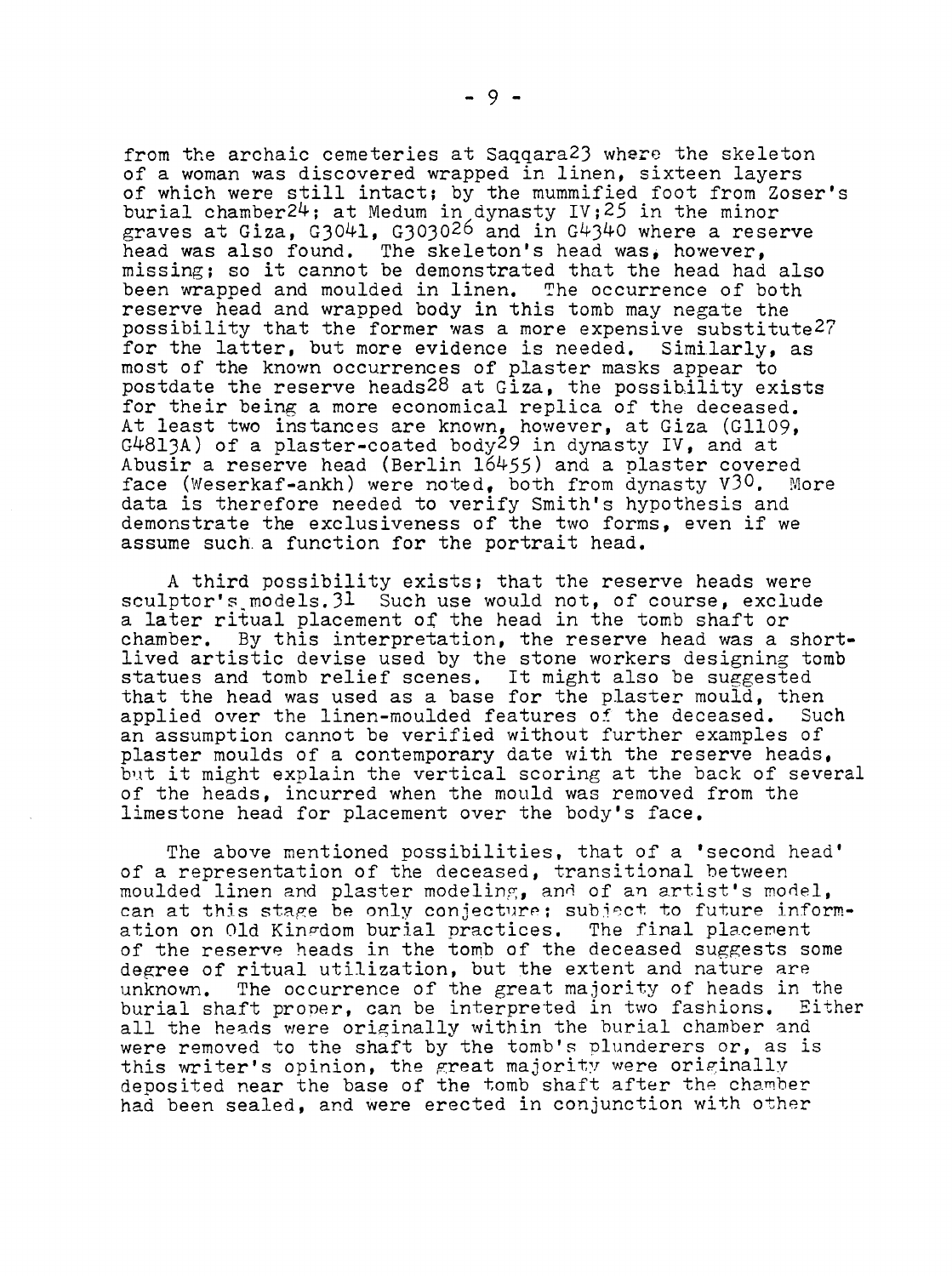from the archaic cemeteries at Saqqara[23] where the skeleton of a woman was discovered wrapped in linen, sixteen layers of which were still intact; by the mummified foot from Zoser's burial chamber[24]; at Medum in dynasty IV;[25] in the minor graves at Giza, G3041, G3030[26] and in G4340 where a reserve head was also found. The skeleton's head was, however, missing; so it cannot be demonstrated that the head had also been wrapped and moulded in linen. The occurrence of both reserve head and wrapped body in this tomb may negate the possibility that the former was a more expensive substitute[27] for the latter, but more evidence is needed. Similarly, as most of the known occurrences of plaster masks appear to postdate the reserve heads[28] at Giza, the possibility exists for their being a more economical replica of the deceased. At least two instances are known, however, at Giza (G1109, G4813A) of a plaster-coated body[29] in dynasty IV, and at Abusir a reserve head (Berlin 16455) and a plaster covered face (Weserkaf-ankh) were noted, both from dynasty V[30]. More data is therefore needed to verify Smith's hypothesis and demonstrate the exclusiveness of the two forms, even if we assume such a function for the portrait head.

A third possibility exists; that the reserve heads were sculptor's models.[31] Such use would not, of course, exclude a later ritual placement of the head in the tomb shaft or chamber. By this interpretation, the reserve head was a short-lived artistic devise used by the stone workers designing tomb statues and tomb relief scenes. It might also be suggested that the head was used as a base for the plaster mould, then applied over the linen-moulded features of the deceased. Such an assumption cannot be verified without further examples of plaster moulds of a contemporary date with the reserve heads, but it might explain the vertical scoring at the back of several of the heads, incurred when the mould was removed from the limestone head for placement over the body's face.

The above mentioned possibilities, that of a 'second head' of a representation of the deceased, transitional between moulded linen and plaster modeling, and of an artist's model, can at this stage be only conjecture; subject to future information on Old Kingdom burial practices. The final placement of the reserve heads in the tomb of the deceased suggests some degree of ritual utilization, but the extent and nature are unknown. The occurrence of the great majority of heads in the burial shaft proper, can be interpreted in two fashions. Either all the heads were originally within the burial chamber and were removed to the shaft by the tomb's plunderers or, as is this writer's opinion, the great majority were originally deposited near the base of the tomb shaft after the chamber had been sealed, and were erected in conjunction with other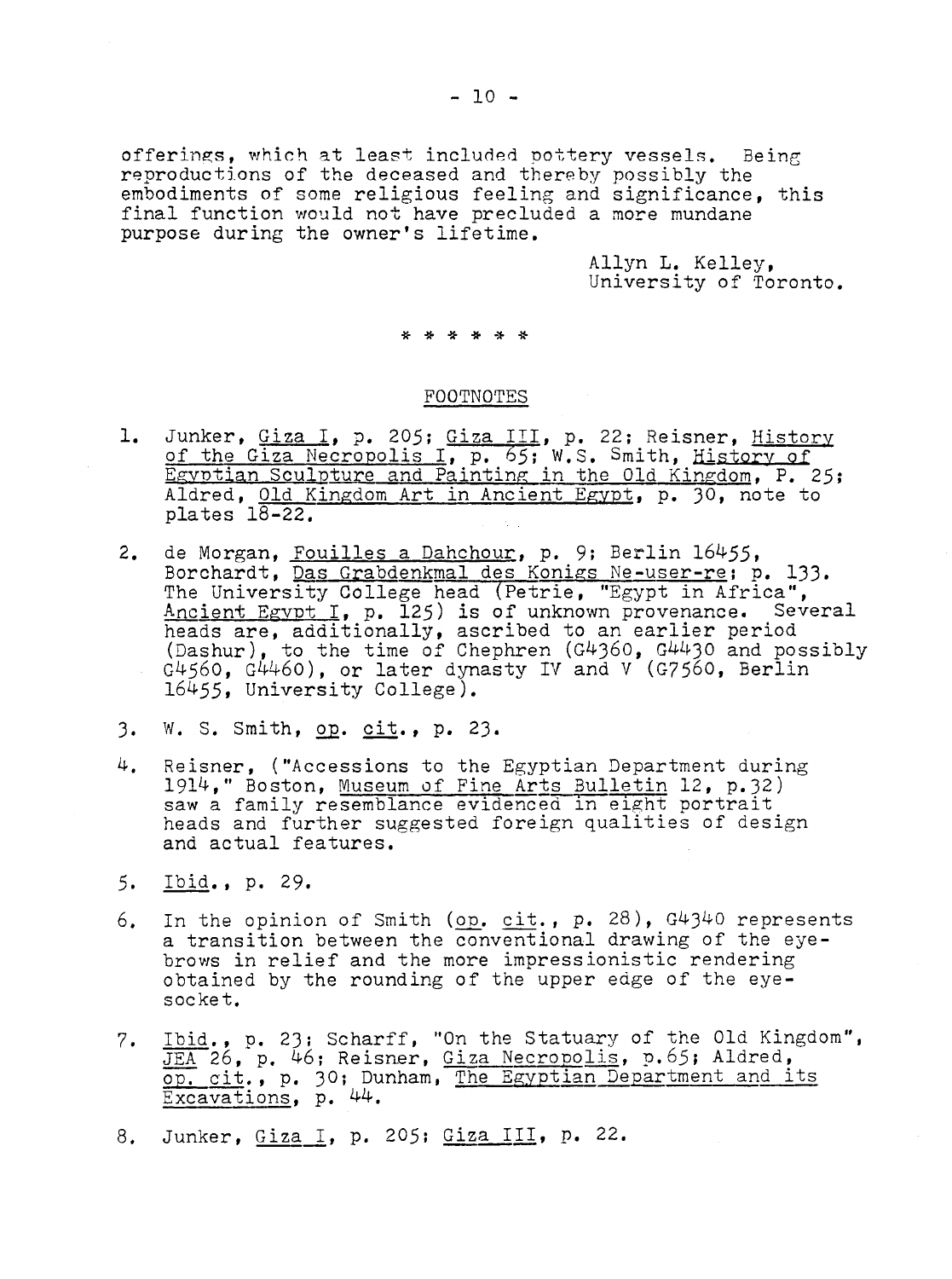offerings, which at least included pottery vessels. Being reproductions of the deceased and thereby possibly the embodiments of some religious feeling and significance, this final function would not have precluded a more mundane purpose during the owner's lifetime.

Allyn L. Kelley,
University of Toronto.

\* \* \* \* \* \*

## FOOTNOTES

1. Junker, Giza I, p. 205; Giza III, p. 22; Reisner, History of the Giza Necropolis I, p. 65; W.S. Smith, History of Egyptian Sculpture and Painting in the Old Kingdom, P. 25; Aldred, Old Kingdom Art in Ancient Egypt, p. 30, note to plates 18-22.

2. de Morgan, Fouilles a Dahchour, p. 9; Berlin 16455, Borchardt, Das Grabdenkmal des Konigs Ne-user-re; p. 133. The University College head (Petrie, "Egypt in Africa", Ancient Egypt I, p. 125) is of unknown provenance. Several heads are, additionally, ascribed to an earlier period (Dashur), to the time of Chephren (G4360, G4430 and possibly G4560, G4460), or later dynasty IV and V (G7560, Berlin 16455, University College).

3. W. S. Smith, op. cit., p. 23.

4. Reisner, ("Accessions to the Egyptian Department during 1914," Boston, Museum of Fine Arts Bulletin 12, p.32) saw a family resemblance evidenced in eight portrait heads and further suggested foreign qualities of design and actual features.

5. Ibid., p. 29.

6. In the opinion of Smith (op. cit., p. 28), G4340 represents a transition between the conventional drawing of the eyebrows in relief and the more impressionistic rendering obtained by the rounding of the upper edge of the eyesocket.

7. Ibid., p. 23; Scharff, "On the Statuary of the Old Kingdom", JEA 26, p. 46; Reisner, Giza Necropolis, p.65; Aldred, op. cit., p. 30; Dunham, The Egyptian Department and its Excavations, p. 44.

8. Junker, Giza I, p. 205; Giza III, p. 22.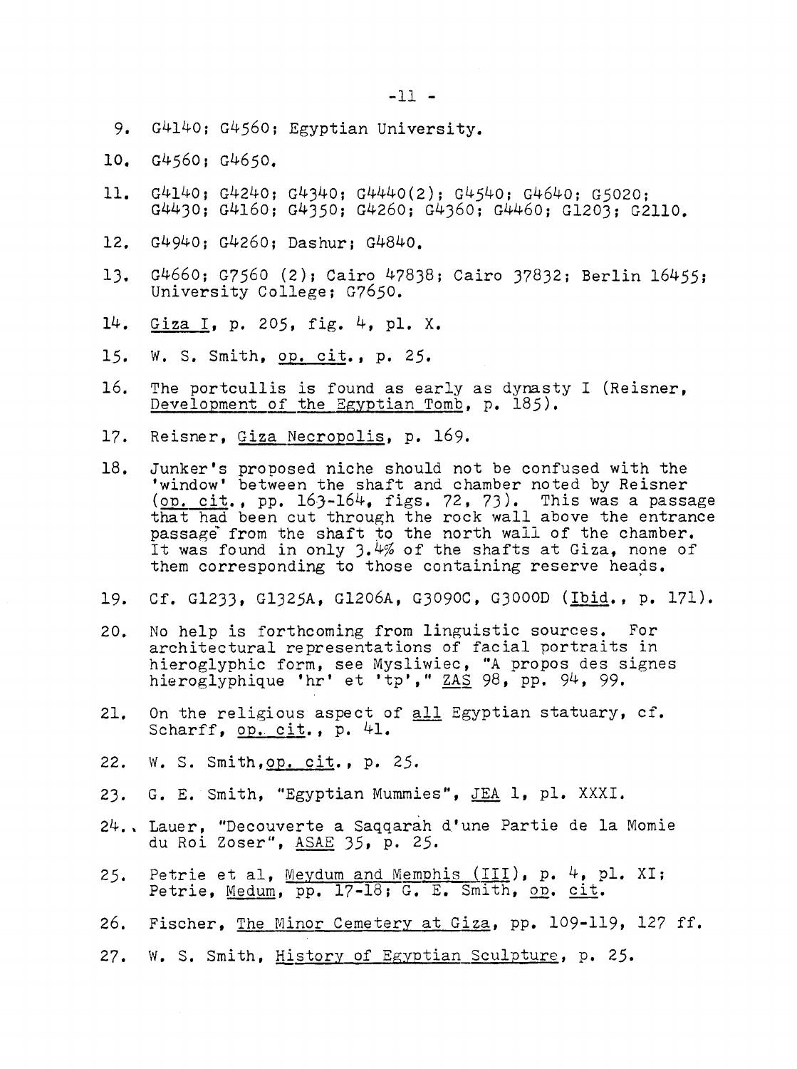9. G4140; G4560; Egyptian University.

10. G4560; G4650.

11. G4140; G4240; G4340; G4440(2); G4540; G4640; G5020; G4430; G4160; G4350; G4260; G4360; G4460; G1203; G2110.

12. G4940; G4260; Dashur; G4840.

13. G4660; G7560 (2); Cairo 47838; Cairo 37832; Berlin 16455; University College; G7650.

14. Giza I, p. 205, fig. 4, pl. X.

15. W. S. Smith, op. cit., p. 25.

16. The portcullis is found as early as dynasty I (Reisner, Development of the Egyptian Tomb, p. 185).

17. Reisner, Giza Necropolis, p. 169.

18. Junker's proposed niche should not be confused with the 'window' between the shaft and chamber noted by Reisner (op. cit., pp. 163-164, figs. 72, 73). This was a passage that had been cut through the rock wall above the entrance passage from the shaft to the north wall of the chamber. It was found in only 3.4% of the shafts at Giza, none of them corresponding to those containing reserve heads.

19. Cf. G1233, G1325A, G1206A, G3090C, G3000D (Ibid., p. 171).

20. No help is forthcoming from linguistic sources. For architectural representations of facial portraits in hieroglyphic form, see Mysliwiec, "A propos des signes hieroglyphique 'hr' et 'tp'," ZAS 98, pp. 94, 99.

21. On the religious aspect of all Egyptian statuary, cf. Scharff, op. cit., p. 41.

22. W. S. Smith, op. cit., p. 25.

23. G. E. Smith, "Egyptian Mummies", JEA 1, pl. XXXI.

24. Lauer, "Decouverte a Saqqarah d'une Partie de la Momie du Roi Zoser", ASAE 35, p. 25.

25. Petrie et al, Meydum and Memphis (III), p. 4, pl. XI; Petrie, Medum, pp. 17-18; G. E. Smith, op. cit.

26. Fischer, The Minor Cemetery at Giza, pp. 109-119, 127 ff.

27. W. S. Smith, History of Egyptian Sculpture, p. 25.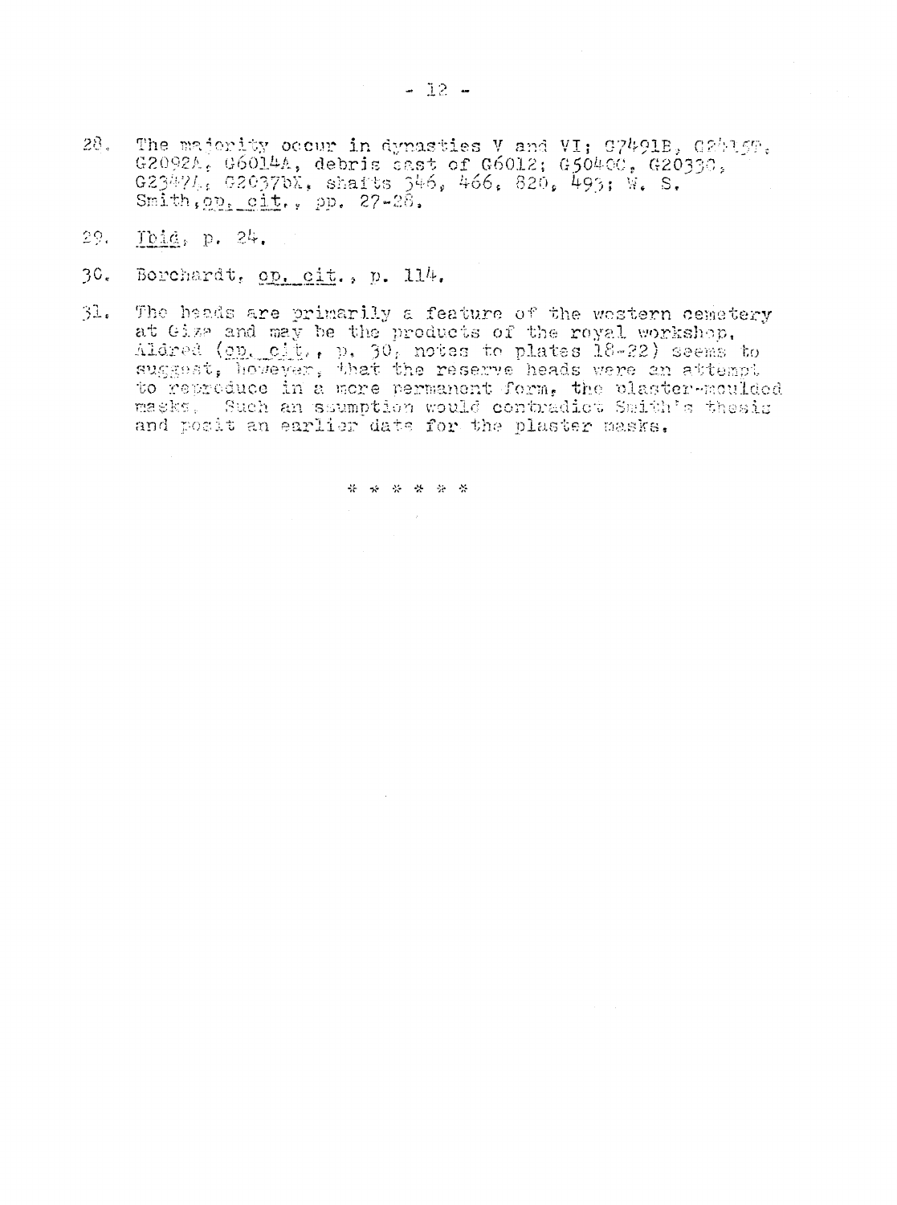28. The majority occur in dynasties V and VI; G7491B, G2415P, G2092A, G6014A, debris east of G6012; G5040C, G2033C, G2347A, G2037bX, shafts 346, 466, 820, 493; W. S. Smith, op. cit., pp. 27-28.

29. Ibid, p. 24.

30. Borchardt, op. cit., p. 114.

31. The heads are primarily a feature of the western cemetery at Giza and may be the products of the royal workshop. Aldred (op. cit., p. 30; notes to plates 18-22) seems to suggest, however, that the reserve heads were an attempt to reproduce in a more permanent form, the plaster-moulded masks. Such an ssumption would contradict Smith's thesis and posit an earlier date for the plaster masks.

\* \* \* \* \* \*